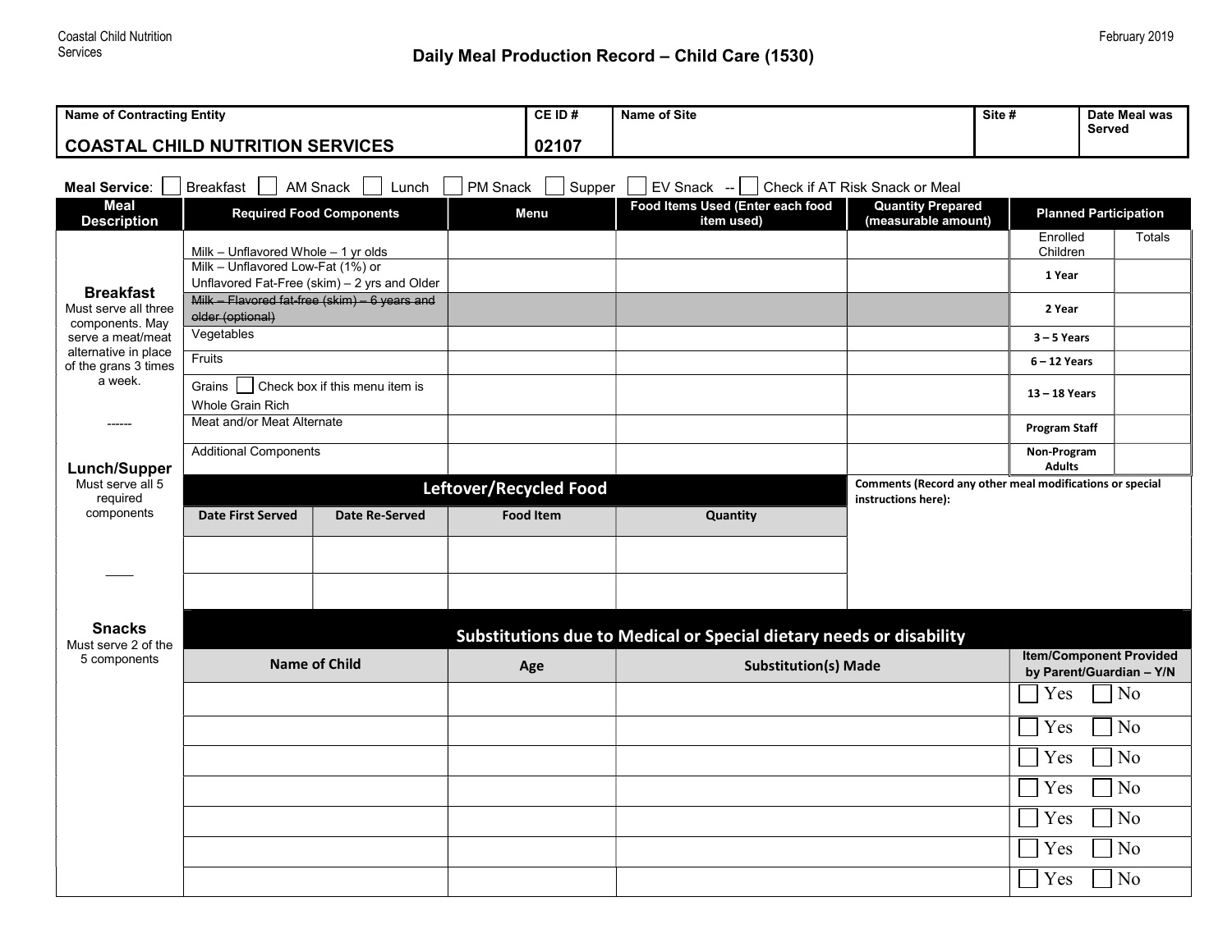Coastal Child Nutrition Services

February 2019

# Daily Meal Production Record – Child Care (1530)

| Name of Contracting Entity | CE ID # | Name of Site | Site # | Date Meal was Served |
|---|---|---|---|---|
| **COASTAL CHILD NUTRITION SERVICES** | **02107** | | | |

**Meal Service**: ☐ Breakfast ☐ AM Snack ☐ Lunch ☐ PM Snack ☐ Supper ☐ EV Snack -- ☐ Check if AT Risk Snack or Meal

| Meal Description | Required Food Components | Menu | Food Items Used (Enter each food item used) | Quantity Prepared (measurable amount) | Planned Participation | |
|---|---|---|---|---|---|---|
| | | | | | Enrolled Children | Totals |
| **Breakfast** Must serve all three components. May serve a meat/meat alternative in place of the grans 3 times a week. | Milk – Unflavored Whole – 1 yr olds | | | | 1 Year | |
| | Milk – Unflavored Low-Fat (1%) or Unflavored Fat-Free (skim) – 2 yrs and Older | | | | 2 Year | |
| | ~~Milk – Flavored fat-free (skim) – 6 years and older (optional)~~ | | | | 3 – 5 Years | |
| ------ | Vegetables | | | | 6 – 12 Years | |
| **Lunch/Supper** Must serve all 5 required components | Fruits | | | | 13 – 18 Years | |
| | Grains ☐ Check box if this menu item is Whole Grain Rich | | | | Program Staff | |
| ---- | Meat and/or Meat Alternate | | | | Non-Program Adults | |
| **Snacks** Must serve 2 of the 5 components | Additional Components | | | | | |

## Leftover/Recycled Food

| Date First Served | Date Re-Served | Food Item | Quantity |
|---|---|---|---|
| | | | |
| | | | |

**Comments (Record any other meal modifications or special instructions here):**

## Substitutions due to Medical or Special dietary needs or disability

| Name of Child | Age | Substitution(s) Made | Item/Component Provided by Parent/Guardian – Y/N |
|---|---|---|---|
| | | | ☐ Yes ☐ No |
| | | | ☐ Yes ☐ No |
| | | | ☐ Yes ☐ No |
| | | | ☐ Yes ☐ No |
| | | | ☐ Yes ☐ No |
| | | | ☐ Yes ☐ No |
| | | | ☐ Yes ☐ No |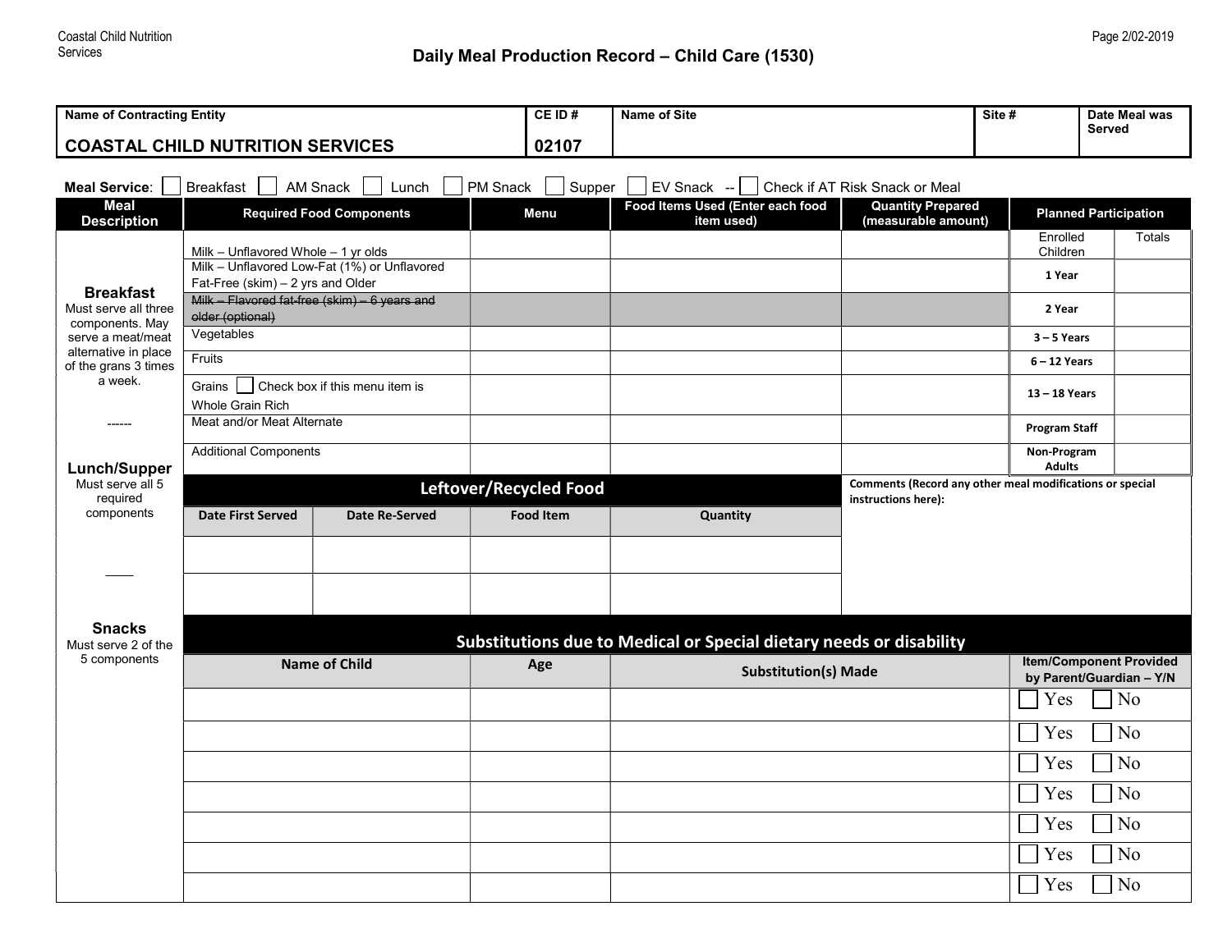# Daily Meal Production Record – Child Care (1530)

| Name of Contracting Entity | CE ID # | Name of Site | Site # | Date Meal was Served |
|---|---|---|---|---|
| COASTAL CHILD NUTRITION SERVICES | 02107 | | | |

**Meal Service**: ☐ Breakfast ☐ AM Snack ☐ Lunch ☐ PM Snack ☐ Supper ☐ EV Snack -- ☐ Check if AT Risk Snack or Meal

| Meal Description | Required Food Components | Menu | Food Items Used (Enter each food item used) | Quantity Prepared (measurable amount) | Planned Participation | |
|---|---|---|---|---|---|---|
| **Breakfast** Must serve all three components. May serve a meat/meat alternative in place of the grans 3 times a week. ------ **Lunch/Supper** Must serve all 5 required components ____ **Snacks** Must serve 2 of the 5 components | Milk – Unflavored Whole – 1 yr olds | | | | Enrolled Children | Totals |
| | Milk – Unflavored Low-Fat (1%) or Unflavored Fat-Free (skim) – 2 yrs and Older | | | | 1 Year | |
| | ~~Milk – Flavored fat-free (skim) – 6 years and older (optional)~~ | | | | 2 Year | |
| | Vegetables | | | | 3 – 5 Years | |
| | Fruits | | | | 6 – 12 Years | |
| | Grains ☐ Check box if this menu item is Whole Grain Rich | | | | 13 – 18 Years | |
| | Meat and/or Meat Alternate | | | | Program Staff | |
| | Additional Components | | | | Non-Program Adults | |

**Leftover/Recycled Food**

| Date First Served | Date Re-Served | Food Item | Quantity |
|---|---|---|---|
| | | | |
| | | | |

**Comments (Record any other meal modifications or special instructions here):**

**Substitutions due to Medical or Special dietary needs or disability**

| Name of Child | Age | Substitution(s) Made | Item/Component Provided by Parent/Guardian – Y/N |
|---|---|---|---|
| | | | ☐ Yes ☐ No |
| | | | ☐ Yes ☐ No |
| | | | ☐ Yes ☐ No |
| | | | ☐ Yes ☐ No |
| | | | ☐ Yes ☐ No |
| | | | ☐ Yes ☐ No |
| | | | ☐ Yes ☐ No |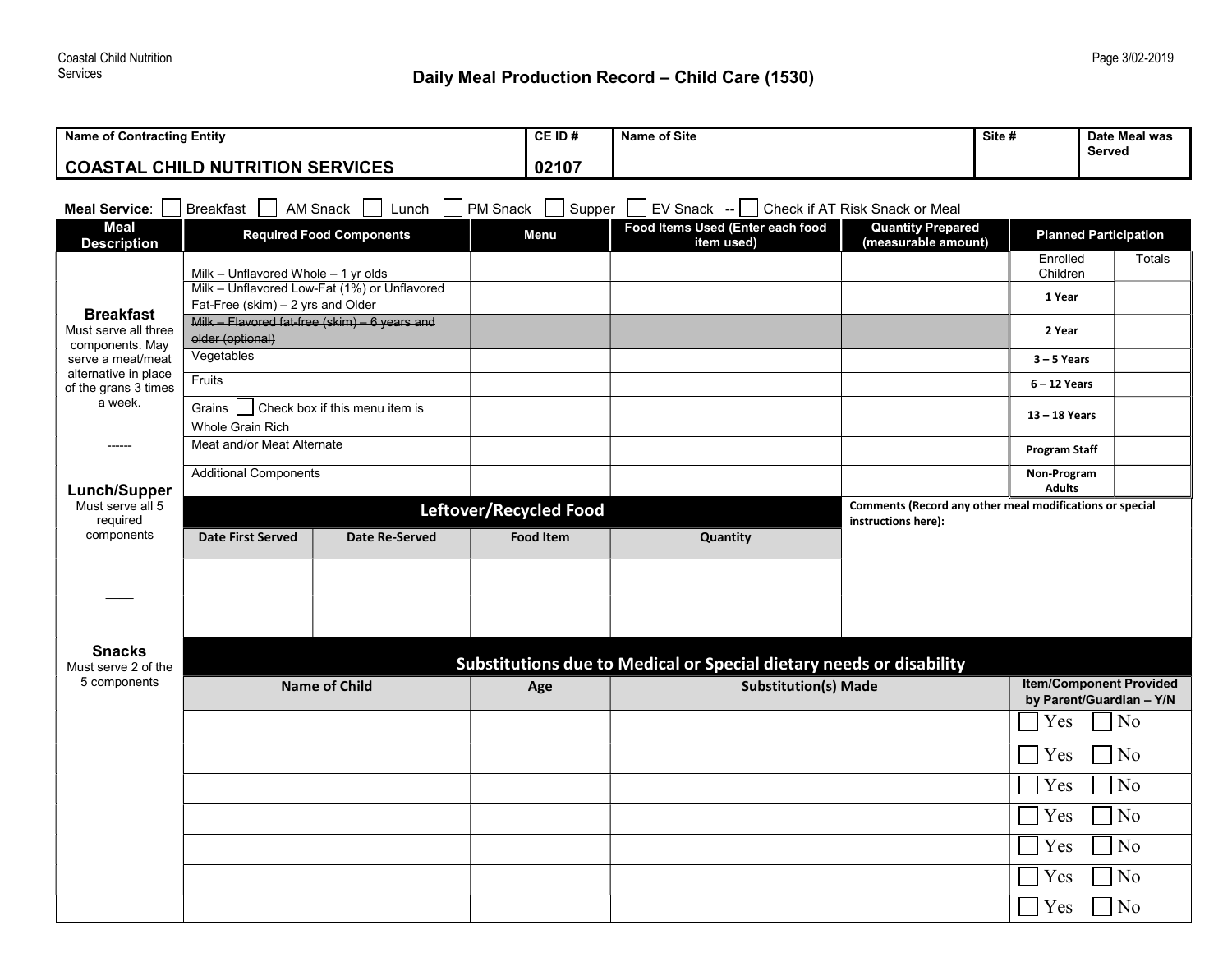Coastal Child Nutrition Services

# Daily Meal Production Record – Child Care (1530)

| Name of Contracting Entity | CE ID # | Name of Site | Site # | Date Meal was Served |
|---|---|---|---|---|
| COASTAL CHILD NUTRITION SERVICES | 02107 | | | |

**Meal Service**: ☐ Breakfast ☐ AM Snack ☐ Lunch ☐ PM Snack ☐ Supper ☐ EV Snack -- ☐ Check if AT Risk Snack or Meal

| Meal Description | Required Food Components | Menu | Food Items Used (Enter each food item used) | Quantity Prepared (measurable amount) | Planned Participation | |
|---|---|---|---|---|---|---|
| **Breakfast** Must serve all three components. May serve a meat/meat alternative in place of the grans 3 times a week. ------ **Lunch/Supper** Must serve all 5 required components —— **Snacks** Must serve 2 of the 5 components | Milk – Unflavored Whole – 1 yr olds | | | | Enrolled Children | Totals |
| | Milk – Unflavored Low-Fat (1%) or Unflavored Fat-Free (skim) – 2 yrs and Older | | | | 1 Year | |
| | ~~Milk – Flavored fat-free (skim) – 6 years and older (optional)~~ | | | | 2 Year | |
| | Vegetables | | | | 3 – 5 Years | |
| | Fruits | | | | 6 – 12 Years | |
| | Grains ☐ Check box if this menu item is Whole Grain Rich | | | | 13 – 18 Years | |
| | Meat and/or Meat Alternate | | | | Program Staff | |
| | Additional Components | | | | Non-Program Adults | |

## Leftover/Recycled Food

| Date First Served | Date Re-Served | Food Item | Quantity |
|---|---|---|---|
| | | | |
| | | | |

**Comments (Record any other meal modifications or special instructions here):**

## Substitutions due to Medical or Special dietary needs or disability

| Name of Child | Age | Substitution(s) Made | Item/Component Provided by Parent/Guardian – Y/N |
|---|---|---|---|
| | | | ☐ Yes ☐ No |
| | | | ☐ Yes ☐ No |
| | | | ☐ Yes ☐ No |
| | | | ☐ Yes ☐ No |
| | | | ☐ Yes ☐ No |
| | | | ☐ Yes ☐ No |
| | | | ☐ Yes ☐ No |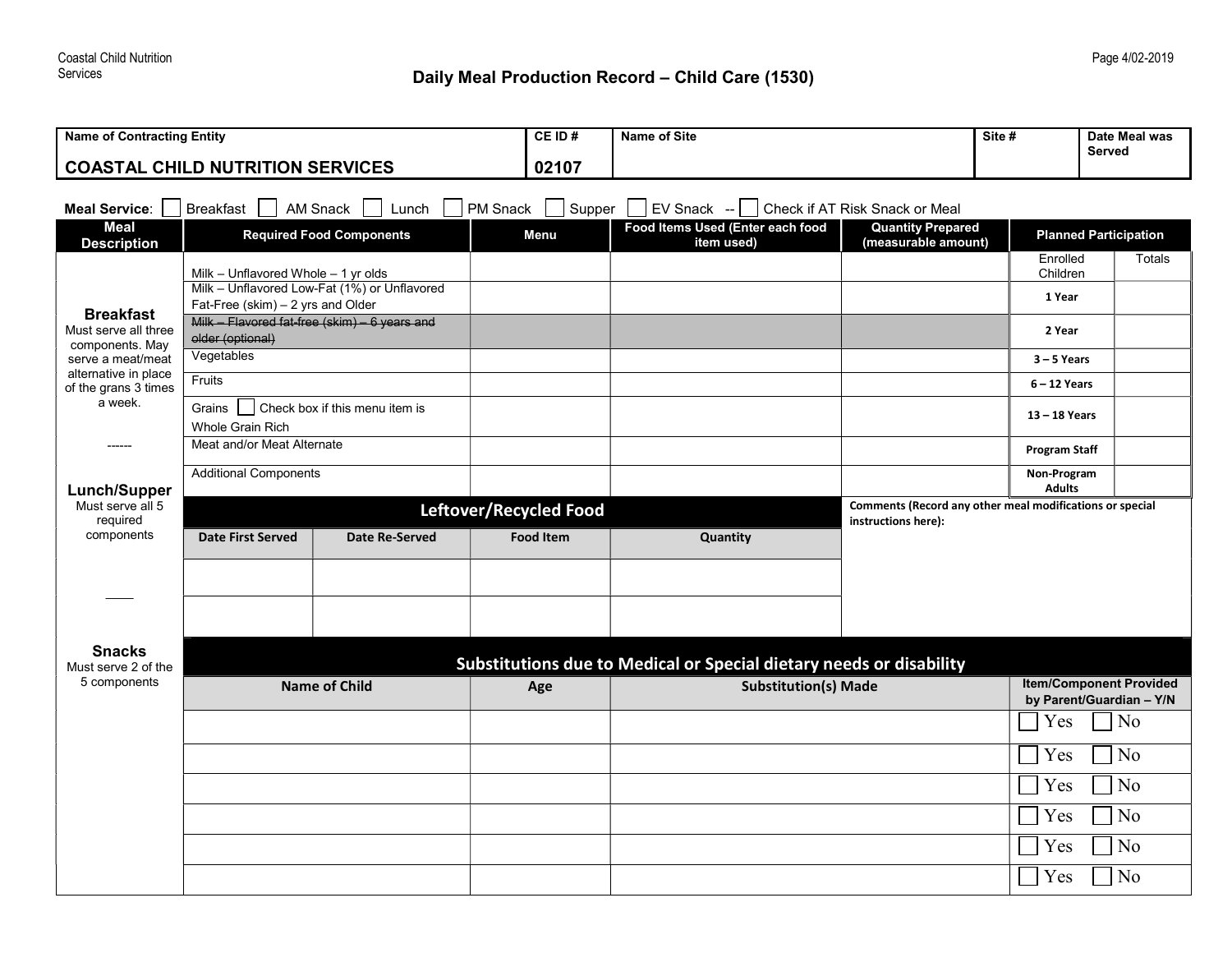Coastal Child Nutrition Services

# Daily Meal Production Record – Child Care (1530)

| Name of Contracting Entity | CE ID # | Name of Site | Site # | Date Meal was Served |
|---|---|---|---|---|
| **COASTAL CHILD NUTRITION SERVICES** | **02107** | | | |

**Meal Service**: ☐ Breakfast ☐ AM Snack ☐ Lunch ☐ PM Snack ☐ Supper ☐ EV Snack -- ☐ Check if AT Risk Snack or Meal

| Meal Description | Required Food Components | Menu | Food Items Used (Enter each food item used) | Quantity Prepared (measurable amount) | Planned Participation | |
|---|---|---|---|---|---|---|
| **Breakfast** Must serve all three components. May serve a meat/meat alternative in place of the grans 3 times a week. | Milk – Unflavored Whole – 1 yr olds | | | | Enrolled Children | Totals |
| | Milk – Unflavored Low-Fat (1%) or Unflavored Fat-Free (skim) – 2 yrs and Older | | | | 1 Year | |
| | ~~Milk – Flavored fat-free (skim) – 6 years and older (optional)~~ | | | | 2 Year | |
| ------ | Vegetables | | | | 3 – 5 Years | |
| | Fruits | | | | 6 – 12 Years | |
| **Lunch/Supper** Must serve all 5 required components | Grains ☐ Check box if this menu item is Whole Grain Rich | | | | 13 – 18 Years | |
| | Meat and/or Meat Alternate | | | | Program Staff | |
| ____ | Additional Components | | | | Non-Program Adults | |
| **Snacks** Must serve 2 of the 5 components | | | | | | |

## Leftover/Recycled Food

| Date First Served | Date Re-Served | Food Item | Quantity |
|---|---|---|---|
| | | | |
| | | | |

**Comments (Record any other meal modifications or special instructions here):**

## Substitutions due to Medical or Special dietary needs or disability

| Name of Child | Age | Substitution(s) Made | Item/Component Provided by Parent/Guardian – Y/N |
|---|---|---|---|
| | | | ☐ Yes ☐ No |
| | | | ☐ Yes ☐ No |
| | | | ☐ Yes ☐ No |
| | | | ☐ Yes ☐ No |
| | | | ☐ Yes ☐ No |
| | | | ☐ Yes ☐ No |